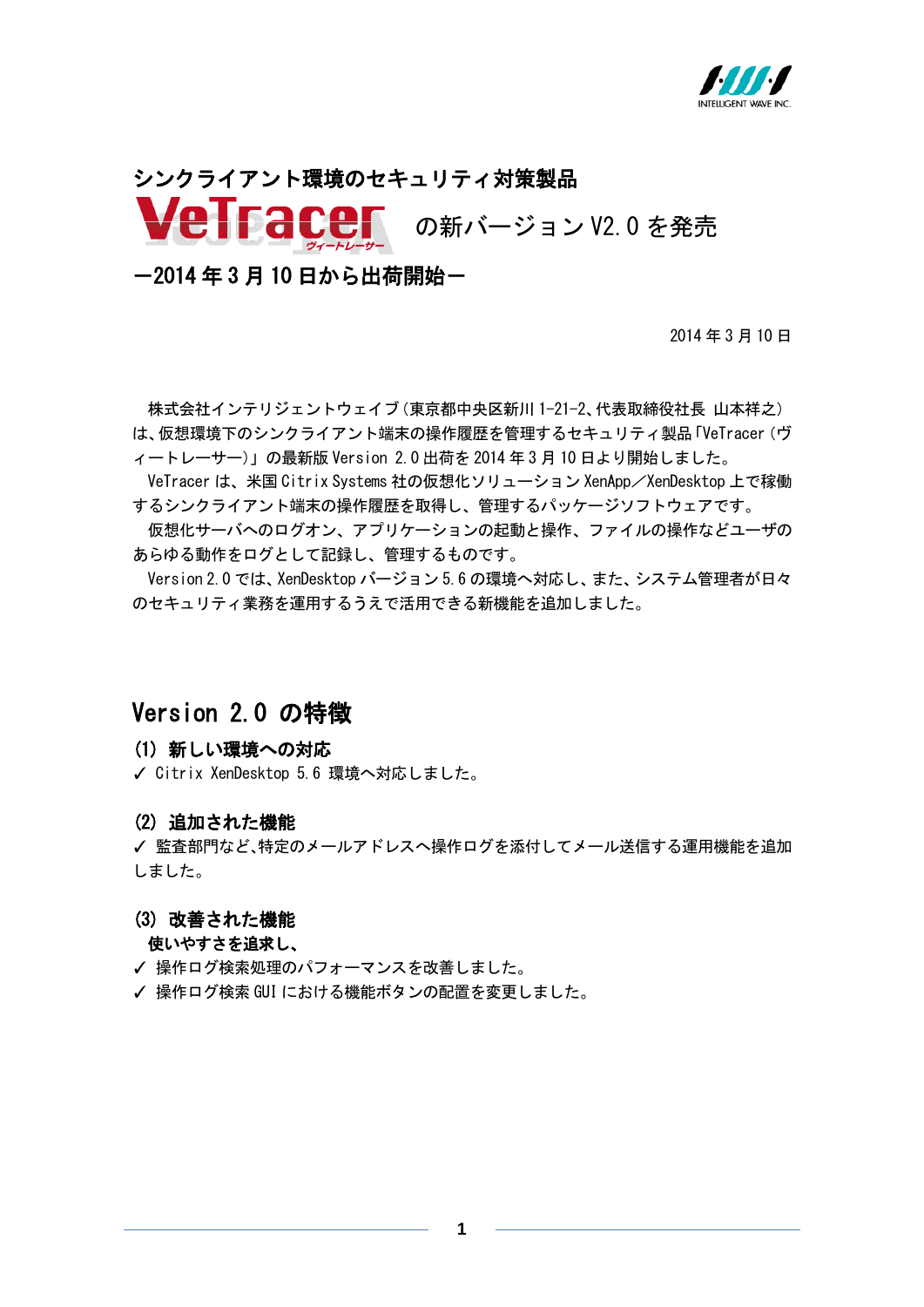INTELLIGENT WAVE INC.

# シンクライアント環境のセキュリティ対策製品
# VeTracer ヴィートレーサー の新バージョン V2.0 を発売

## ―2014 年 3 月 10 日から出荷開始―

2014 年 3 月 10 日

株式会社インテリジェントウェイブ（東京都中央区新川 1-21-2、代表取締役社長 山本祥之）は、仮想環境下のシンクライアント端末の操作履歴を管理するセキュリティ製品「VeTracer（ヴィートレーサー）」の最新版 Version 2.0 出荷を 2014 年 3 月 10 日より開始しました。

VeTracer は、米国 Citrix Systems 社の仮想化ソリューション XenApp／XenDesktop 上で稼働するシンクライアント端末の操作履歴を取得し、管理するパッケージソフトウェアです。

仮想化サーバへのログオン、アプリケーションの起動と操作、ファイルの操作などユーザのあらゆる動作をログとして記録し、管理するものです。

Version 2.0 では、XenDesktop バージョン 5.6 の環境へ対応し、また、システム管理者が日々のセキュリティ業務を運用するうえで活用できる新機能を追加しました。

## Version 2.0 の特徴

### (1) 新しい環境への対応

✓ Citrix XenDesktop 5.6 環境へ対応しました。

### (2) 追加された機能

✓ 監査部門など、特定のメールアドレスへ操作ログを添付してメール送信する運用機能を追加しました。

### (3) 改善された機能

**使いやすさを追求し、**

✓ 操作ログ検索処理のパフォーマンスを改善しました。

✓ 操作ログ検索 GUI における機能ボタンの配置を変更しました。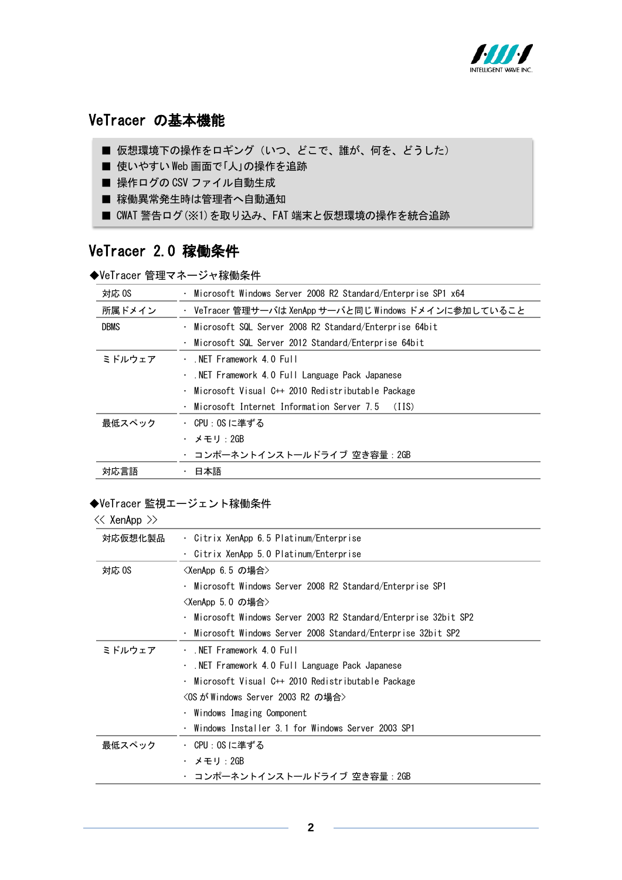## VeTracer の基本機能

- ■ 仮想環境下の操作をロギング（いつ、どこで、誰が、何を、どうした）
- ■ 使いやすい Web 画面で「人」の操作を追跡
- ■ 操作ログの CSV ファイル自動生成
- ■ 稼働異常発生時は管理者へ自動通知
- ■ CWAT 警告ログ(※1)を取り込み、FAT 端末と仮想環境の操作を統合追跡

## VeTracer 2.0 稼働条件

◆VeTracer 管理マネージャ稼働条件

| | |
|---|---|
| 対応 OS | ・ Microsoft Windows Server 2008 R2 Standard/Enterprise SP1 x64 |
| 所属ドメイン | ・ VeTracer 管理サーバは XenApp サーバと同じ Windows ドメインに参加していること |
| DBMS | ・ Microsoft SQL Server 2008 R2 Standard/Enterprise 64bit<br>・ Microsoft SQL Server 2012 Standard/Enterprise 64bit |
| ミドルウェア | ・ .NET Framework 4.0 Full<br>・ .NET Framework 4.0 Full Language Pack Japanese<br>・ Microsoft Visual C++ 2010 Redistributable Package<br>・ Microsoft Internet Information Server 7.5 (IIS) |
| 最低スペック | ・ CPU : OS に準ずる<br>・ メモリ : 2GB<br>・ コンポーネントインストールドライブ 空き容量 : 2GB |
| 対応言語 | ・ 日本語 |

◆VeTracer 監視エージェント稼働条件

<< XenApp >>

| | |
|---|---|
| 対応仮想化製品 | ・ Citrix XenApp 6.5 Platinum/Enterprise<br>・ Citrix XenApp 5.0 Platinum/Enterprise |
| 対応 OS | <XenApp 6.5 の場合><br>・ Microsoft Windows Server 2008 R2 Standard/Enterprise SP1<br><XenApp 5.0 の場合><br>・ Microsoft Windows Server 2003 R2 Standard/Enterprise 32bit SP2<br>・ Microsoft Windows Server 2008 Standard/Enterprise 32bit SP2 |
| ミドルウェア | ・ .NET Framework 4.0 Full<br>・ .NET Framework 4.0 Full Language Pack Japanese<br>・ Microsoft Visual C++ 2010 Redistributable Package<br><OS が Windows Server 2003 R2 の場合><br>・ Windows Imaging Component<br>・ Windows Installer 3.1 for Windows Server 2003 SP1 |
| 最低スペック | ・ CPU : OS に準ずる<br>・ メモリ : 2GB<br>・ コンポーネントインストールドライブ 空き容量 : 2GB |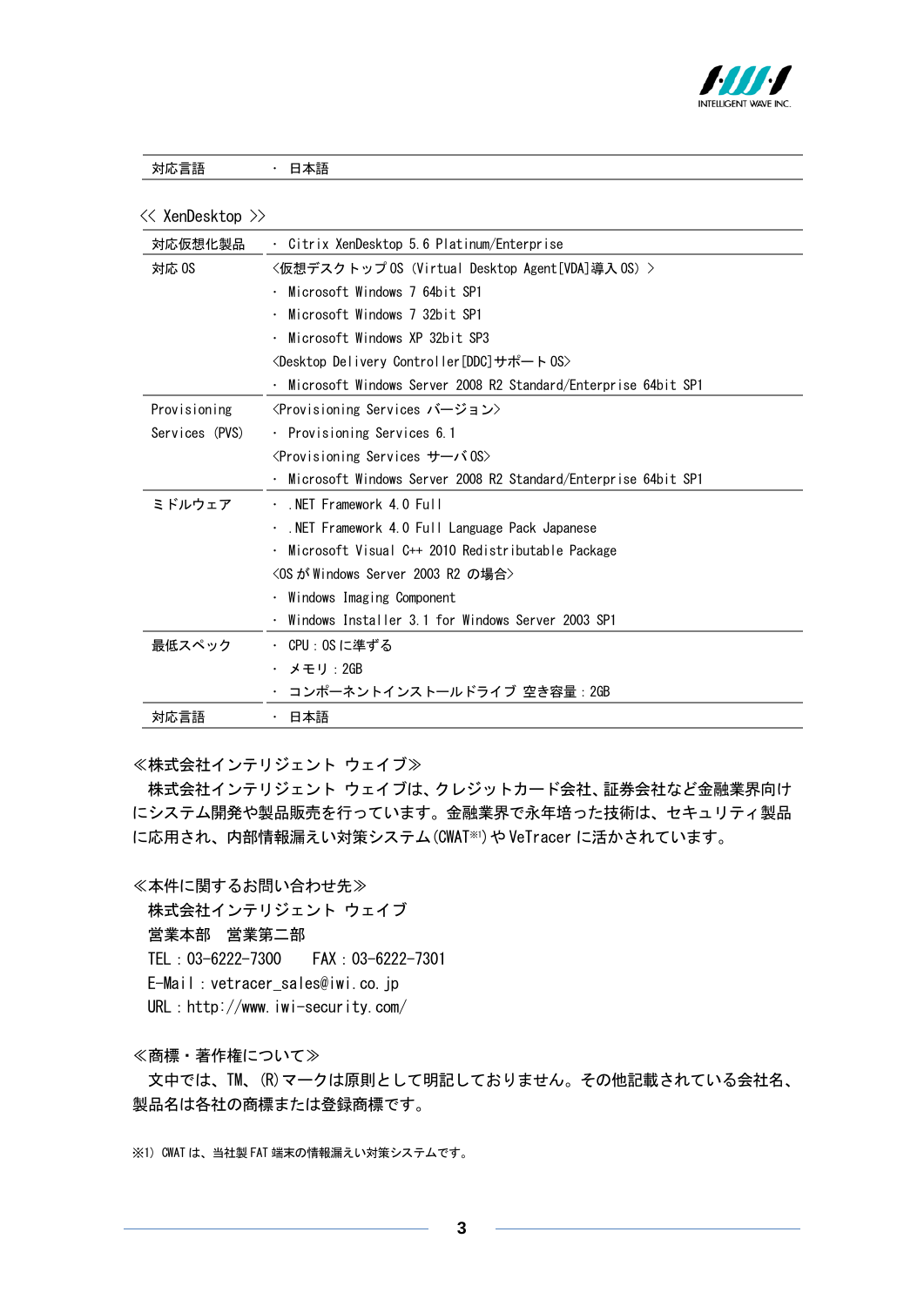| 対応言語 | ・ 日本語 |
|---|---|

<< XenDesktop >>

| 対応仮想化製品 | ・ Citrix XenDesktop 5.6 Platinum/Enterprise |
|---|---|
| 対応 OS | <仮想デスクトップ OS (Virtual Desktop Agent[VDA]導入 OS) ><br>・ Microsoft Windows 7 64bit SP1<br>・ Microsoft Windows 7 32bit SP1<br>・ Microsoft Windows XP 32bit SP3<br><Desktop Delivery Controller[DDC]サポート OS><br>・ Microsoft Windows Server 2008 R2 Standard/Enterprise 64bit SP1 |
| Provisioning Services (PVS) | <Provisioning Services バージョン><br>・ Provisioning Services 6.1<br><Provisioning Services サーバ OS><br>・ Microsoft Windows Server 2008 R2 Standard/Enterprise 64bit SP1 |
| ミドルウェア | ・ .NET Framework 4.0 Full<br>・ .NET Framework 4.0 Full Language Pack Japanese<br>・ Microsoft Visual C++ 2010 Redistributable Package<br><OS が Windows Server 2003 R2 の場合><br>・ Windows Imaging Component<br>・ Windows Installer 3.1 for Windows Server 2003 SP1 |
| 最低スペック | ・ CPU : OS に準ずる<br>・ メモリ : 2GB<br>・ コンポーネントインストールドライブ 空き容量 : 2GB |
| 対応言語 | ・ 日本語 |

≪株式会社インテリジェント ウェイブ≫

株式会社インテリジェント ウェイブは、クレジットカード会社、証券会社など金融業界向けにシステム開発や製品販売を行っています。金融業界で永年培った技術は、セキュリティ製品に応用され、内部情報漏えい対策システム(CWAT[※1])や VeTracer に活かされています。

≪本件に関するお問い合わせ先≫

株式会社インテリジェント ウェイブ
営業本部　営業第二部
TEL : 03-6222-7300　　FAX : 03-6222-7301
E-Mail : vetracer_sales@iwi.co.jp
URL : http://www.iwi-security.com/

≪商標・著作権について≫

文中では、TM、(R) マークは原則として明記しておりません。その他記載されている会社名、製品名は各社の商標または登録商標です。

※1) CWAT は、当社製 FAT 端末の情報漏えい対策システムです。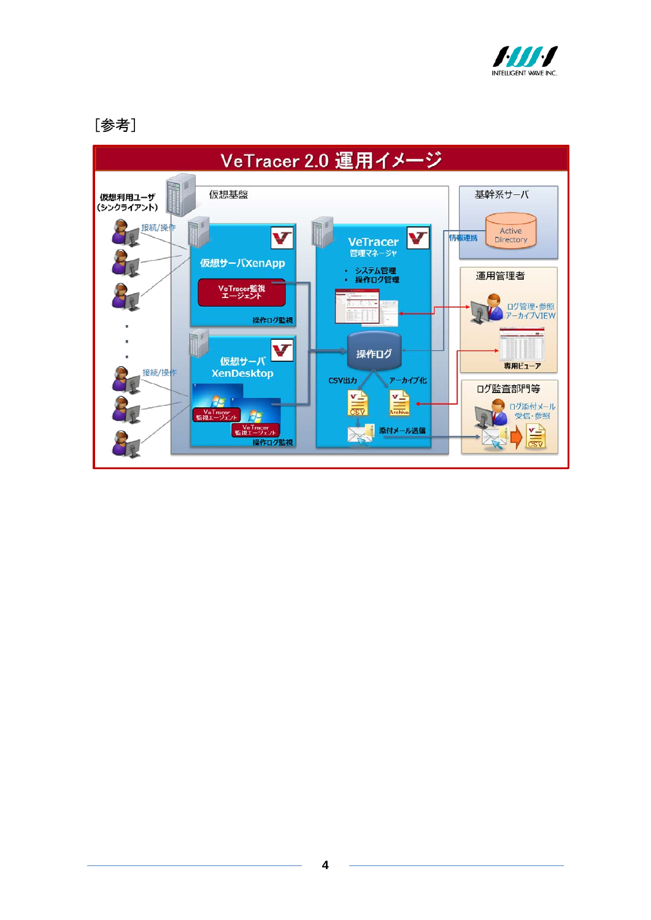［参考］

VeTracer 2.0 運用イメージ

仮想利用ユーザ
(シンクライアント)

接続/操作

仮想基盤

仮想サーバXenApp

VeTracer監視
エージェント

操作ログ監視

仮想サーバ
XenDesktop

VeTracer
監視エージェント

VeTracer
監視エージェント

操作ログ監視

VeTracer
管理マネージャ

- システム管理
- 操作ログ管理

操作ログ

CSV出力

アーカイブ化

添付メール送信

基幹系サーバ

Active Directory

情報連携

運用管理者

ログ管理・参照
アーカイブVIEW

専用ビューア

ログ監査部門等

ログ添付メール
受信・参照